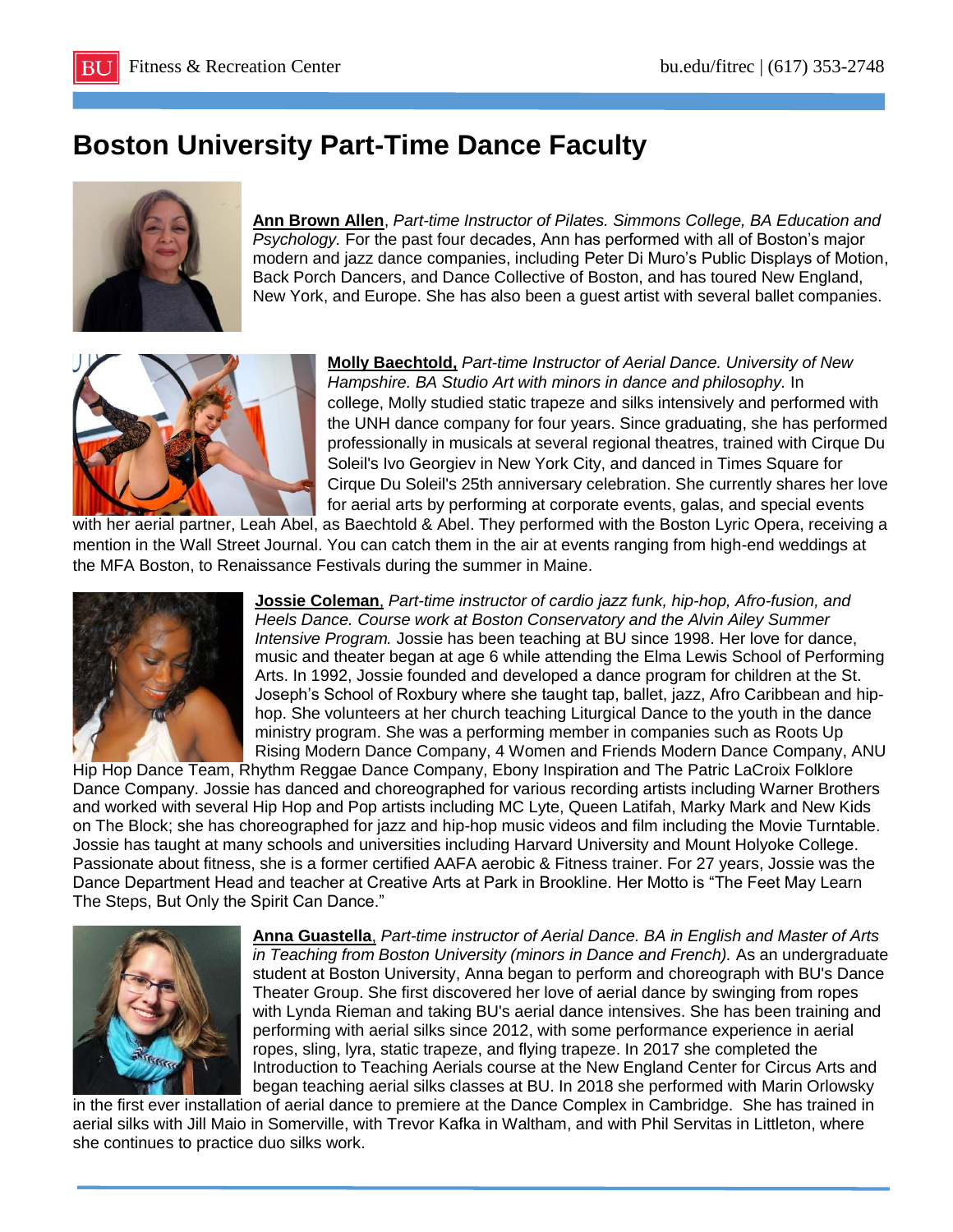# Boston University Part-Time Dance Faculty

**Ann Brown Allen**, *Part-time Instructor of Pilates. Simmons College, BA Education and Psychology.* For the past four decades, Ann has performed with all of Boston's major modern and jazz dance companies, including Peter Di Muro's Public Displays of Motion, Back Porch Dancers, and Dance Collective of Boston, and has toured New England, New York, and Europe. She has also been a guest artist with several ballet companies.

**Molly Baechtold,** *Part-time Instructor of Aerial Dance. University of New Hampshire. BA Studio Art with minors in dance and philosophy.* In college, Molly studied static trapeze and silks intensively and performed with the UNH dance company for four years. Since graduating, she has performed professionally in musicals at several regional theatres, trained with Cirque Du Soleil's Ivo Georgiev in New York City, and danced in Times Square for Cirque Du Soleil's 25th anniversary celebration. She currently shares her love for aerial arts by performing at corporate events, galas, and special events with her aerial partner, Leah Abel, as Baechtold & Abel. They performed with the Boston Lyric Opera, receiving a mention in the Wall Street Journal. You can catch them in the air at events ranging from high-end weddings at the MFA Boston, to Renaissance Festivals during the summer in Maine.

**Jossie Coleman**, *Part-time instructor of cardio jazz funk, hip-hop, Afro-fusion, and Heels Dance. Course work at Boston Conservatory and the Alvin Ailey Summer Intensive Program.* Jossie has been teaching at BU since 1998. Her love for dance, music and theater began at age 6 while attending the Elma Lewis School of Performing Arts. In 1992, Jossie founded and developed a dance program for children at the St. Joseph's School of Roxbury where she taught tap, ballet, jazz, Afro Caribbean and hip-hop. She volunteers at her church teaching Liturgical Dance to the youth in the dance ministry program. She was a performing member in companies such as Roots Up Rising Modern Dance Company, 4 Women and Friends Modern Dance Company, ANU Hip Hop Dance Team, Rhythm Reggae Dance Company, Ebony Inspiration and The Patric LaCroix Folklore Dance Company. Jossie has danced and choreographed for various recording artists including Warner Brothers and worked with several Hip Hop and Pop artists including MC Lyte, Queen Latifah, Marky Mark and New Kids on The Block; she has choreographed for jazz and hip-hop music videos and film including the Movie Turntable. Jossie has taught at many schools and universities including Harvard University and Mount Holyoke College. Passionate about fitness, she is a former certified AAFA aerobic & Fitness trainer. For 27 years, Jossie was the Dance Department Head and teacher at Creative Arts at Park in Brookline. Her Motto is "The Feet May Learn The Steps, But Only the Spirit Can Dance."

**Anna Guastella**, *Part-time instructor of Aerial Dance. BA in English and Master of Arts in Teaching from Boston University (minors in Dance and French).* As an undergraduate student at Boston University, Anna began to perform and choreograph with BU's Dance Theater Group. She first discovered her love of aerial dance by swinging from ropes with Lynda Rieman and taking BU's aerial dance intensives. She has been training and performing with aerial silks since 2012, with some performance experience in aerial ropes, sling, lyra, static trapeze, and flying trapeze. In 2017 she completed the Introduction to Teaching Aerials course at the New England Center for Circus Arts and began teaching aerial silks classes at BU. In 2018 she performed with Marin Orlowsky in the first ever installation of aerial dance to premiere at the Dance Complex in Cambridge. She has trained in aerial silks with Jill Maio in Somerville, with Trevor Kafka in Waltham, and with Phil Servitas in Littleton, where she continues to practice duo silks work.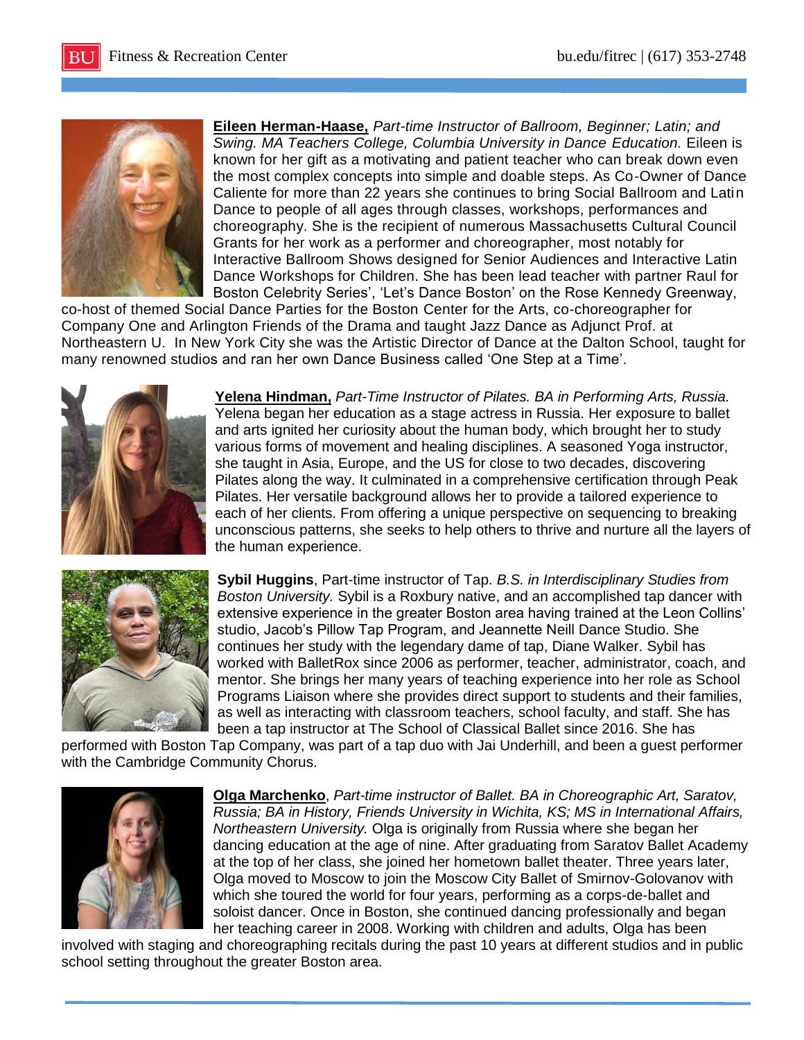**Eileen Herman-Haase,** *Part-time Instructor of Ballroom, Beginner; Latin; and Swing. MA Teachers College, Columbia University in Dance Education.* Eileen is known for her gift as a motivating and patient teacher who can break down even the most complex concepts into simple and doable steps. As Co-Owner of Dance Caliente for more than 22 years she continues to bring Social Ballroom and Latin Dance to people of all ages through classes, workshops, performances and choreography. She is the recipient of numerous Massachusetts Cultural Council Grants for her work as a performer and choreographer, most notably for Interactive Ballroom Shows designed for Senior Audiences and Interactive Latin Dance Workshops for Children. She has been lead teacher with partner Raul for Boston Celebrity Series', 'Let's Dance Boston' on the Rose Kennedy Greenway, co-host of themed Social Dance Parties for the Boston Center for the Arts, co-choreographer for Company One and Arlington Friends of the Drama and taught Jazz Dance as Adjunct Prof. at Northeastern U. In New York City she was the Artistic Director of Dance at the Dalton School, taught for many renowned studios and ran her own Dance Business called 'One Step at a Time'.

**Yelena Hindman,** *Part-Time Instructor of Pilates. BA in Performing Arts, Russia.* Yelena began her education as a stage actress in Russia. Her exposure to ballet and arts ignited her curiosity about the human body, which brought her to study various forms of movement and healing disciplines. A seasoned Yoga instructor, she taught in Asia, Europe, and the US for close to two decades, discovering Pilates along the way. It culminated in a comprehensive certification through Peak Pilates. Her versatile background allows her to provide a tailored experience to each of her clients. From offering a unique perspective on sequencing to breaking unconscious patterns, she seeks to help others to thrive and nurture all the layers of the human experience.

**Sybil Huggins**, Part-time instructor of Tap. *B.S. in Interdisciplinary Studies from Boston University.* Sybil is a Roxbury native, and an accomplished tap dancer with extensive experience in the greater Boston area having trained at the Leon Collins' studio, Jacob's Pillow Tap Program, and Jeannette Neill Dance Studio. She continues her study with the legendary dame of tap, Diane Walker. Sybil has worked with BalletRox since 2006 as performer, teacher, administrator, coach, and mentor. She brings her many years of teaching experience into her role as School Programs Liaison where she provides direct support to students and their families, as well as interacting with classroom teachers, school faculty, and staff. She has been a tap instructor at The School of Classical Ballet since 2016. She has performed with Boston Tap Company, was part of a tap duo with Jai Underhill, and been a guest performer with the Cambridge Community Chorus.

**Olga Marchenko**, *Part-time instructor of Ballet. BA in Choreographic Art, Saratov, Russia; BA in History, Friends University in Wichita, KS; MS in International Affairs, Northeastern University.* Olga is originally from Russia where she began her dancing education at the age of nine. After graduating from Saratov Ballet Academy at the top of her class, she joined her hometown ballet theater. Three years later, Olga moved to Moscow to join the Moscow City Ballet of Smirnov-Golovanov with which she toured the world for four years, performing as a corps-de-ballet and soloist dancer. Once in Boston, she continued dancing professionally and began her teaching career in 2008. Working with children and adults, Olga has been involved with staging and choreographing recitals during the past 10 years at different studios and in public school setting throughout the greater Boston area.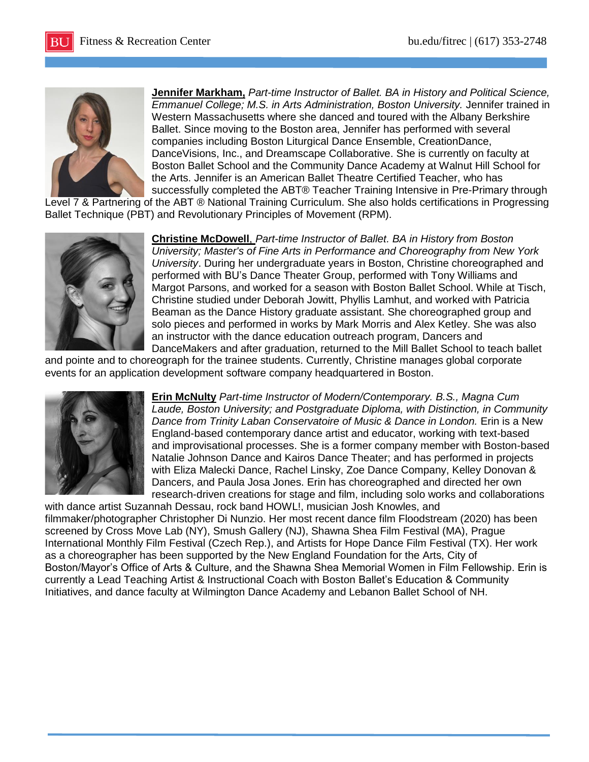**Jennifer Markham,** *Part-time Instructor of Ballet. BA in History and Political Science, Emmanuel College; M.S. in Arts Administration, Boston University.* Jennifer trained in Western Massachusetts where she danced and toured with the Albany Berkshire Ballet. Since moving to the Boston area, Jennifer has performed with several companies including Boston Liturgical Dance Ensemble, CreationDance, DanceVisions, Inc., and Dreamscape Collaborative. She is currently on faculty at Boston Ballet School and the Community Dance Academy at Walnut Hill School for the Arts. Jennifer is an American Ballet Theatre Certified Teacher, who has successfully completed the ABT® Teacher Training Intensive in Pre-Primary through Level 7 & Partnering of the ABT ® National Training Curriculum. She also holds certifications in Progressing Ballet Technique (PBT) and Revolutionary Principles of Movement (RPM).

**Christine McDowell**, *Part-time Instructor of Ballet. BA in History from Boston University; Master's of Fine Arts in Performance and Choreography from New York University*. During her undergraduate years in Boston, Christine choreographed and performed with BU's Dance Theater Group, performed with Tony Williams and Margot Parsons, and worked for a season with Boston Ballet School. While at Tisch, Christine studied under Deborah Jowitt, Phyllis Lamhut, and worked with Patricia Beaman as the Dance History graduate assistant. She choreographed group and solo pieces and performed in works by Mark Morris and Alex Ketley. She was also an instructor with the dance education outreach program, Dancers and DanceMakers and after graduation, returned to the Mill Ballet School to teach ballet and pointe and to choreograph for the trainee students. Currently, Christine manages global corporate events for an application development software company headquartered in Boston.

**Erin McNulty** *Part-time Instructor of Modern/Contemporary. B.S., Magna Cum Laude, Boston University; and Postgraduate Diploma, with Distinction, in Community Dance from Trinity Laban Conservatoire of Music & Dance in London.* Erin is a New England-based contemporary dance artist and educator, working with text-based and improvisational processes. She is a former company member with Boston-based Natalie Johnson Dance and Kairos Dance Theater; and has performed in projects with Eliza Malecki Dance, Rachel Linsky, Zoe Dance Company, Kelley Donovan & Dancers, and Paula Josa Jones. Erin has choreographed and directed her own research-driven creations for stage and film, including solo works and collaborations with dance artist Suzannah Dessau, rock band HOWL!, musician Josh Knowles, and filmmaker/photographer Christopher Di Nunzio. Her most recent dance film Floodstream (2020) has been screened by Cross Move Lab (NY), Smush Gallery (NJ), Shawna Shea Film Festival (MA), Prague International Monthly Film Festival (Czech Rep.), and Artists for Hope Dance Film Festival (TX). Her work as a choreographer has been supported by the New England Foundation for the Arts, City of Boston/Mayor's Office of Arts & Culture, and the Shawna Shea Memorial Women in Film Fellowship. Erin is currently a Lead Teaching Artist & Instructional Coach with Boston Ballet's Education & Community Initiatives, and dance faculty at Wilmington Dance Academy and Lebanon Ballet School of NH.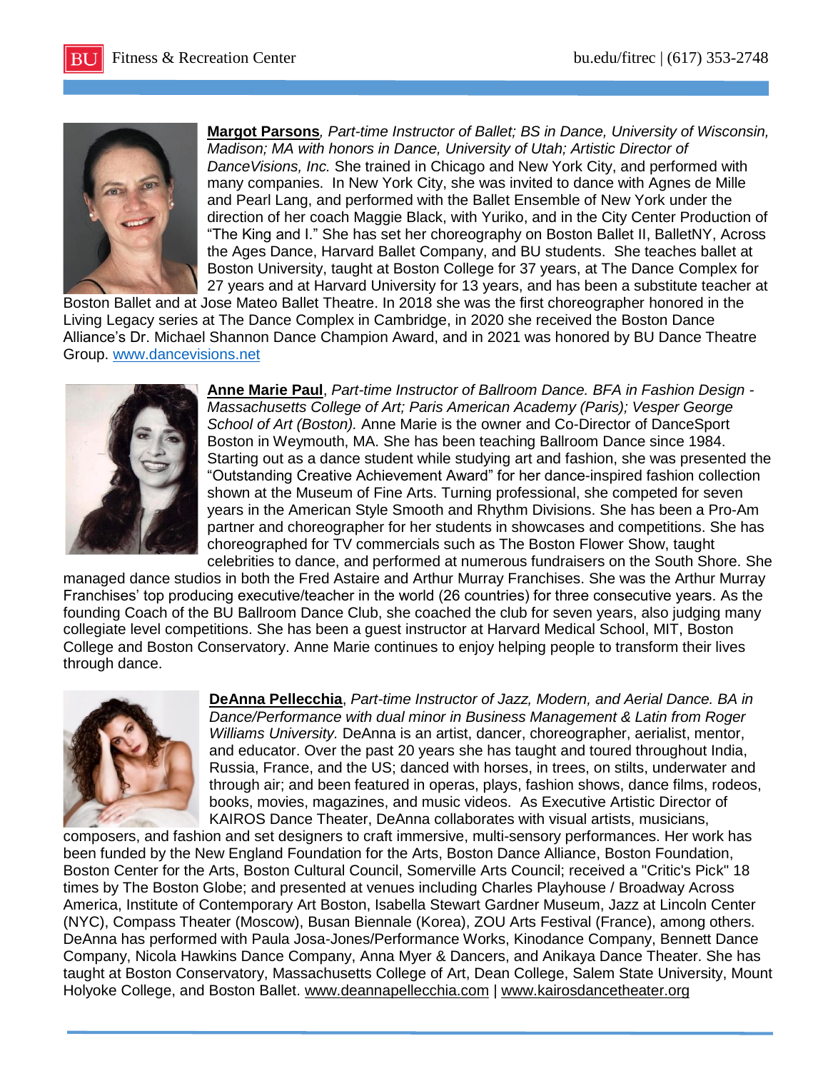**Margot Parsons**, *Part-time Instructor of Ballet; BS in Dance, University of Wisconsin, Madison; MA with honors in Dance, University of Utah; Artistic Director of DanceVisions, Inc.* She trained in Chicago and New York City, and performed with many companies. In New York City, she was invited to dance with Agnes de Mille and Pearl Lang, and performed with the Ballet Ensemble of New York under the direction of her coach Maggie Black, with Yuriko, and in the City Center Production of "The King and I." She has set her choreography on Boston Ballet II, BalletNY, Across the Ages Dance, Harvard Ballet Company, and BU students. She teaches ballet at Boston University, taught at Boston College for 37 years, at The Dance Complex for 27 years and at Harvard University for 13 years, and has been a substitute teacher at Boston Ballet and at Jose Mateo Ballet Theatre. In 2018 she was the first choreographer honored in the Living Legacy series at The Dance Complex in Cambridge, in 2020 she received the Boston Dance Alliance's Dr. Michael Shannon Dance Champion Award, and in 2021 was honored by BU Dance Theatre Group. www.dancevisions.net

**Anne Marie Paul**, *Part-time Instructor of Ballroom Dance. BFA in Fashion Design - Massachusetts College of Art; Paris American Academy (Paris); Vesper George School of Art (Boston).* Anne Marie is the owner and Co-Director of DanceSport Boston in Weymouth, MA. She has been teaching Ballroom Dance since 1984. Starting out as a dance student while studying art and fashion, she was presented the "Outstanding Creative Achievement Award" for her dance-inspired fashion collection shown at the Museum of Fine Arts. Turning professional, she competed for seven years in the American Style Smooth and Rhythm Divisions. She has been a Pro-Am partner and choreographer for her students in showcases and competitions. She has choreographed for TV commercials such as The Boston Flower Show, taught celebrities to dance, and performed at numerous fundraisers on the South Shore. She managed dance studios in both the Fred Astaire and Arthur Murray Franchises. She was the Arthur Murray Franchises' top producing executive/teacher in the world (26 countries) for three consecutive years. As the founding Coach of the BU Ballroom Dance Club, she coached the club for seven years, also judging many collegiate level competitions. She has been a guest instructor at Harvard Medical School, MIT, Boston College and Boston Conservatory. Anne Marie continues to enjoy helping people to transform their lives through dance.

**DeAnna Pellecchia**, *Part-time Instructor of Jazz, Modern, and Aerial Dance. BA in Dance/Performance with dual minor in Business Management & Latin from Roger Williams University.* DeAnna is an artist, dancer, choreographer, aerialist, mentor, and educator. Over the past 20 years she has taught and toured throughout India, Russia, France, and the US; danced with horses, in trees, on stilts, underwater and through air; and been featured in operas, plays, fashion shows, dance films, rodeos, books, movies, magazines, and music videos. As Executive Artistic Director of KAIROS Dance Theater, DeAnna collaborates with visual artists, musicians, composers, and fashion and set designers to craft immersive, multi-sensory performances. Her work has been funded by the New England Foundation for the Arts, Boston Dance Alliance, Boston Foundation, Boston Center for the Arts, Boston Cultural Council, Somerville Arts Council; received a "Critic's Pick" 18 times by The Boston Globe; and presented at venues including Charles Playhouse / Broadway Across America, Institute of Contemporary Art Boston, Isabella Stewart Gardner Museum, Jazz at Lincoln Center (NYC), Compass Theater (Moscow), Busan Biennale (Korea), ZOU Arts Festival (France), among others. DeAnna has performed with Paula Josa-Jones/Performance Works, Kinodance Company, Bennett Dance Company, Nicola Hawkins Dance Company, Anna Myer & Dancers, and Anikaya Dance Theater. She has taught at Boston Conservatory, Massachusetts College of Art, Dean College, Salem State University, Mount Holyoke College, and Boston Ballet. www.deannapellecchia.com | www.kairosdancetheater.org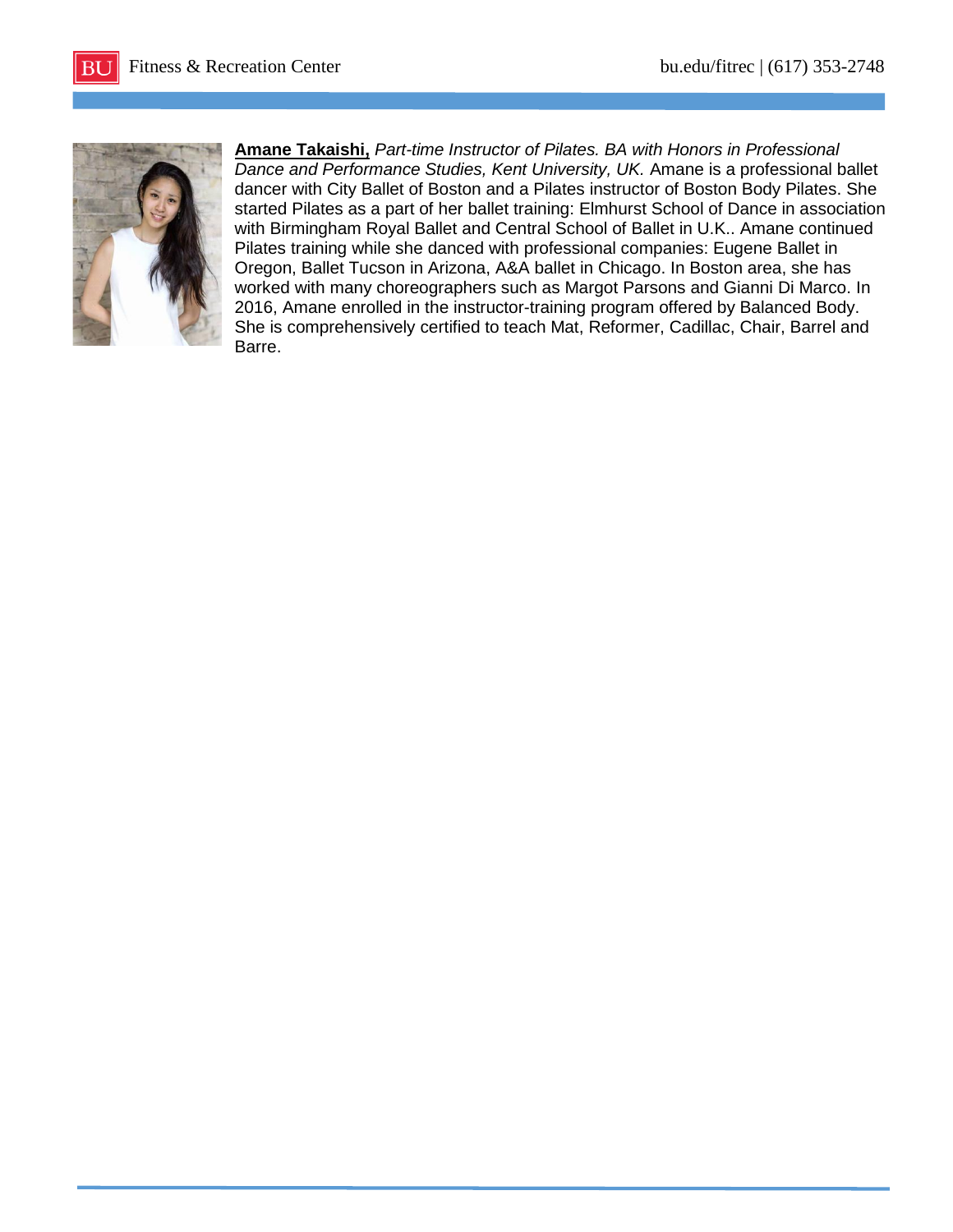**Amane Takaishi,** *Part-time Instructor of Pilates. BA with Honors in Professional Dance and Performance Studies, Kent University, UK.* Amane is a professional ballet dancer with City Ballet of Boston and a Pilates instructor of Boston Body Pilates. She started Pilates as a part of her ballet training: Elmhurst School of Dance in association with Birmingham Royal Ballet and Central School of Ballet in U.K.. Amane continued Pilates training while she danced with professional companies: Eugene Ballet in Oregon, Ballet Tucson in Arizona, A&A ballet in Chicago. In Boston area, she has worked with many choreographers such as Margot Parsons and Gianni Di Marco. In 2016, Amane enrolled in the instructor-training program offered by Balanced Body. She is comprehensively certified to teach Mat, Reformer, Cadillac, Chair, Barrel and Barre.